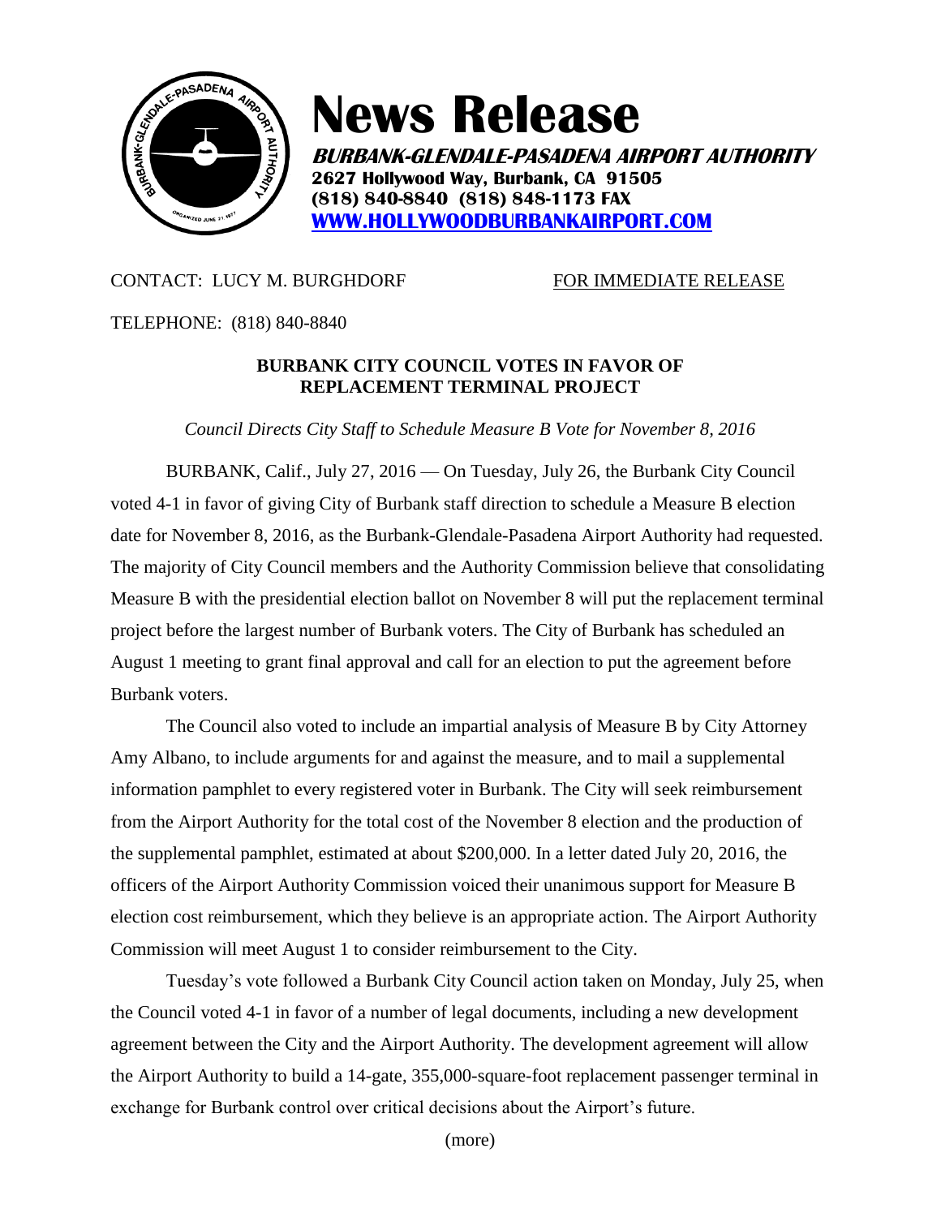# News Release

***BURBANK-GLENDALE-PASADENA AIRPORT AUTHORITY***
**2627 Hollywood Way, Burbank, CA 91505**
**(818) 840-8840 (818) 848-1173 FAX**
**[WWW.HOLLYWOODBURBANKAIRPORT.COM](http://WWW.HOLLYWOODBURBANKAIRPORT.COM)**

CONTACT: LUCY M. BURGHDORF FOR IMMEDIATE RELEASE

TELEPHONE: (818) 840-8840

## BURBANK CITY COUNCIL VOTES IN FAVOR OF REPLACEMENT TERMINAL PROJECT

*Council Directs City Staff to Schedule Measure B Vote for November 8, 2016*

BURBANK, Calif., July 27, 2016 — On Tuesday, July 26, the Burbank City Council voted 4-1 in favor of giving City of Burbank staff direction to schedule a Measure B election date for November 8, 2016, as the Burbank-Glendale-Pasadena Airport Authority had requested. The majority of City Council members and the Authority Commission believe that consolidating Measure B with the presidential election ballot on November 8 will put the replacement terminal project before the largest number of Burbank voters. The City of Burbank has scheduled an August 1 meeting to grant final approval and call for an election to put the agreement before Burbank voters.

The Council also voted to include an impartial analysis of Measure B by City Attorney Amy Albano, to include arguments for and against the measure, and to mail a supplemental information pamphlet to every registered voter in Burbank. The City will seek reimbursement from the Airport Authority for the total cost of the November 8 election and the production of the supplemental pamphlet, estimated at about $200,000. In a letter dated July 20, 2016, the officers of the Airport Authority Commission voiced their unanimous support for Measure B election cost reimbursement, which they believe is an appropriate action. The Airport Authority Commission will meet August 1 to consider reimbursement to the City.

Tuesday's vote followed a Burbank City Council action taken on Monday, July 25, when the Council voted 4-1 in favor of a number of legal documents, including a new development agreement between the City and the Airport Authority. The development agreement will allow the Airport Authority to build a 14-gate, 355,000-square-foot replacement passenger terminal in exchange for Burbank control over critical decisions about the Airport's future.

(more)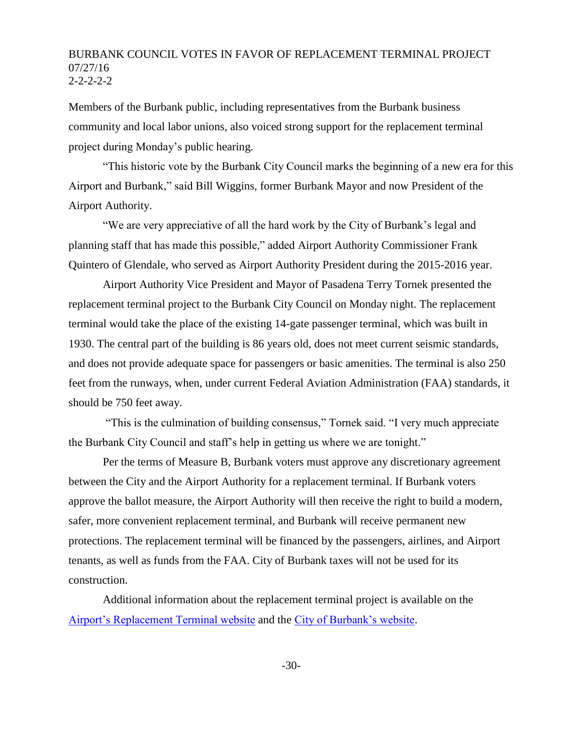Members of the Burbank public, including representatives from the Burbank business community and local labor unions, also voiced strong support for the replacement terminal project during Monday's public hearing.

"This historic vote by the Burbank City Council marks the beginning of a new era for this Airport and Burbank," said Bill Wiggins, former Burbank Mayor and now President of the Airport Authority.

"We are very appreciative of all the hard work by the City of Burbank's legal and planning staff that has made this possible," added Airport Authority Commissioner Frank Quintero of Glendale, who served as Airport Authority President during the 2015-2016 year.

Airport Authority Vice President and Mayor of Pasadena Terry Tornek presented the replacement terminal project to the Burbank City Council on Monday night. The replacement terminal would take the place of the existing 14-gate passenger terminal, which was built in 1930. The central part of the building is 86 years old, does not meet current seismic standards, and does not provide adequate space for passengers or basic amenities. The terminal is also 250 feet from the runways, when, under current Federal Aviation Administration (FAA) standards, it should be 750 feet away.

"This is the culmination of building consensus," Tornek said. "I very much appreciate the Burbank City Council and staff's help in getting us where we are tonight."

Per the terms of Measure B, Burbank voters must approve any discretionary agreement between the City and the Airport Authority for a replacement terminal. If Burbank voters approve the ballot measure, the Airport Authority will then receive the right to build a modern, safer, more convenient replacement terminal, and Burbank will receive permanent new protections. The replacement terminal will be financed by the passengers, airlines, and Airport tenants, as well as funds from the FAA. City of Burbank taxes will not be used for its construction.

Additional information about the replacement terminal project is available on the Airport's Replacement Terminal website and the City of Burbank's website.

-30-